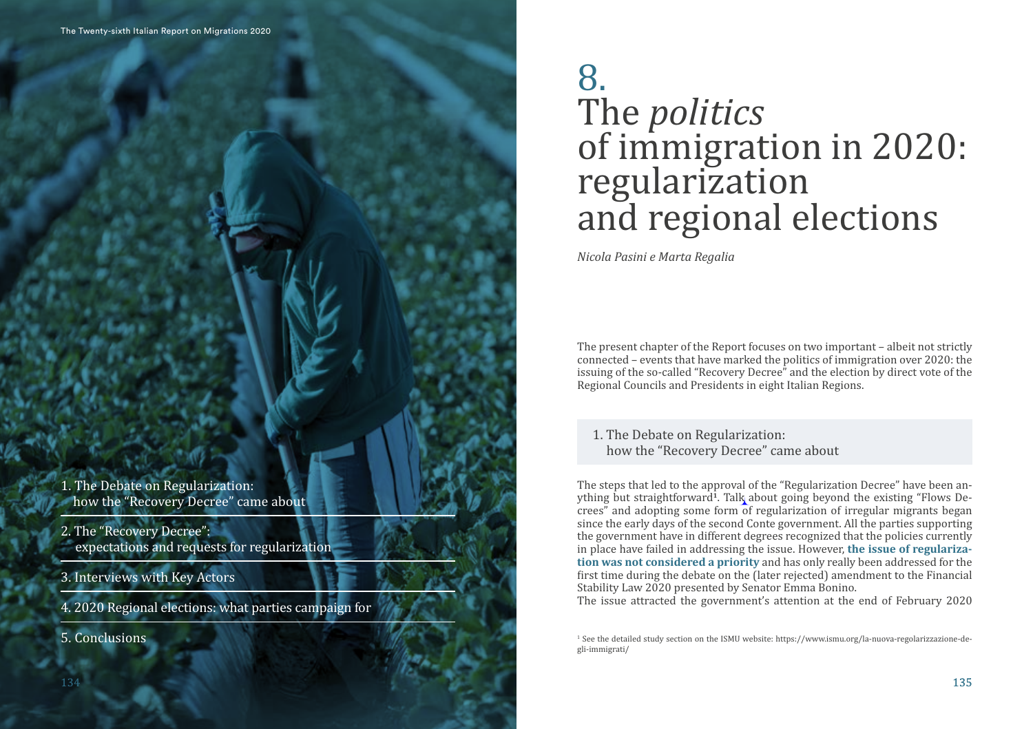1. The Debate on Regularization: how the "Recovery Decree" came about
2. The "Recovery Decree": expectations and requests for regularization
3. Interviews with Key Actors
4. 2020 Regional elections: what parties campaign for
5. Conclusions

# 8. The *politics* of immigration in 2020: regularization and regional elections

*Nicola Pasini e Marta Regalia*

The present chapter of the Report focuses on two important – albeit not strictly connected – events that have marked the politics of immigration over 2020: the issuing of the so-called "Recovery Decree" and the election by direct vote of the Regional Councils and Presidents in eight Italian Regions.

## 1. The Debate on Regularization: how the "Recovery Decree" came about

The steps that led to the approval of the "Regularization Decree" have been anything but straightforward[1]. Talk about going beyond the existing "Flows Decrees" and adopting some form of regularization of irregular migrants began since the early days of the second Conte government. All the parties supporting the government have in different degrees recognized that the policies currently in place have failed in addressing the issue. However, **the issue of regularization was not considered a priority** and has only really been addressed for the first time during the debate on the (later rejected) amendment to the Financial Stability Law 2020 presented by Senator Emma Bonino.

The issue attracted the government's attention at the end of February 2020

[1] See the detailed study section on the ISMU website: https://www.ismu.org/la-nuova-regolarizzazione-degli-immigrati/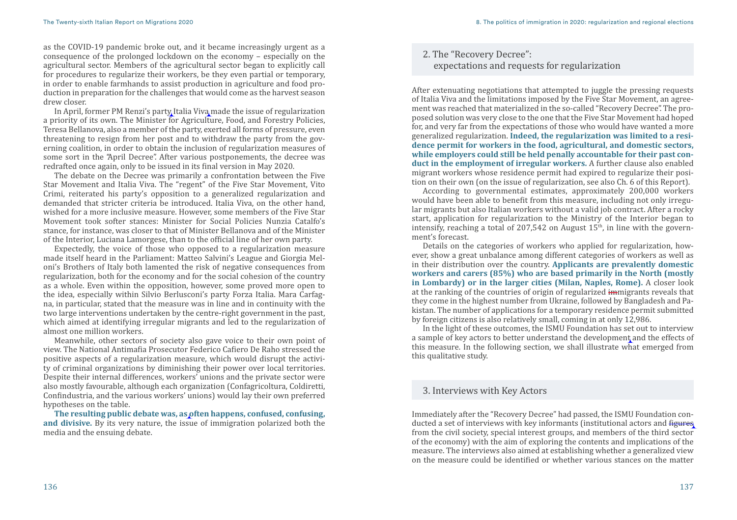as the COVID-19 pandemic broke out, and it became increasingly urgent as a consequence of the prolonged lockdown on the economy – especially on the agricultural sector. Members of the agricultural sector began to explicitly call for procedures to regularize their workers, be they even partial or temporary, in order to enable farmhands to assist production in agriculture and food production in preparation for the challenges that would come as the harvest season drew closer.

In April, former PM Renzi's party Italia Viva made the issue of regularization a priority of its own. The Minister for Agriculture, Food, and Forestry Policies, Teresa Bellanova, also a member of the party, exerted all forms of pressure, even threatening to resign from her post and to withdraw the party from the governing coalition, in order to obtain the inclusion of regularization measures of some sort in the "April Decree". After various postponements, the decree was redrafted once again, only to be issued in its final version in May 2020.

The debate on the Decree was primarily a confrontation between the Five Star Movement and Italia Viva. The "regent" of the Five Star Movement, Vito Crimi, reiterated his party's opposition to a generalized regularization and demanded that stricter criteria be introduced. Italia Viva, on the other hand, wished for a more inclusive measure. However, some members of the Five Star Movement took softer stances: Minister for Social Policies Nunzia Catalfo's stance, for instance, was closer to that of Minister Bellanova and of the Minister of the Interior, Luciana Lamorgese, than to the official line of her own party.

Expectedly, the voice of those who opposed to a regularization measure made itself heard in the Parliament: Matteo Salvini's League and Giorgia Meloni's Brothers of Italy both lamented the risk of negative consequences from regularization, both for the economy and for the social cohesion of the country as a whole. Even within the opposition, however, some proved more open to the idea, especially within Silvio Berlusconi's party Forza Italia. Mara Carfagna, in particular, stated that the measure was in line and in continuity with the two large interventions undertaken by the centre-right government in the past, which aimed at identifying irregular migrants and led to the regularization of almost one million workers.

Meanwhile, other sectors of society also gave voice to their own point of view. The National Antimafia Prosecutor Federico Cafiero De Raho stressed the positive aspects of a regularization measure, which would disrupt the activity of criminal organizations by diminishing their power over local territories. Despite their internal differences, workers' unions and the private sector were also mostly favourable, although each organization (Confagricoltura, Coldiretti, Confindustria, and the various workers' unions) would lay their own preferred hypotheses on the table.

**The resulting public debate was, as often happens, confused, confusing, and divisive.** By its very nature, the issue of immigration polarized both the media and the ensuing debate.

## 2. The "Recovery Decree": expectations and requests for regularization

After extenuating negotiations that attempted to juggle the pressing requests of Italia Viva and the limitations imposed by the Five Star Movement, an agreement was reached that materialized in the so-called "Recovery Decree". The proposed solution was very close to the one that the Five Star Movement had hoped for, and very far from the expectations of those who would have wanted a more generalized regularization. **Indeed, the regularization was limited to a residence permit for workers in the food, agricultural, and domestic sectors, while employers could still be held penally accountable for their past conduct in the employment of irregular workers.** A further clause also enabled migrant workers whose residence permit had expired to regularize their position on their own (on the issue of regularization, see also Ch. 6 of this Report).

According to governmental estimates, approximately 200,000 workers would have been able to benefit from this measure, including not only irregular migrants but also Italian workers without a valid job contract. After a rocky start, application for regularization to the Ministry of the Interior began to intensify, reaching a total of 207,542 on August 15th, in line with the government's forecast.

Details on the categories of workers who applied for regularization, however, show a great unbalance among different categories of workers as well as in their distribution over the country. **Applicants are prevalently domestic workers and carers (85%) who are based primarily in the North (mostly in Lombardy) or in the larger cities (Milan, Naples, Rome).** A closer look at the ranking of the countries of origin of regularized immigrants reveals that they come in the highest number from Ukraine, followed by Bangladesh and Pakistan. The number of applications for a temporary residence permit submitted by foreign citizens is also relatively small, coming in at only 12,986.

In the light of these outcomes, the ISMU Foundation has set out to interview a sample of key actors to better understand the development and the effects of this measure. In the following section, we shall illustrate what emerged from this qualitative study.

## 3. Interviews with Key Actors

Immediately after the "Recovery Decree" had passed, the ISMU Foundation conducted a set of interviews with key informants (institutional actors and figures from the civil society, special interest groups, and members of the third sector of the economy) with the aim of exploring the contents and implications of the measure. The interviews also aimed at establishing whether a generalized view on the measure could be identified or whether various stances on the matter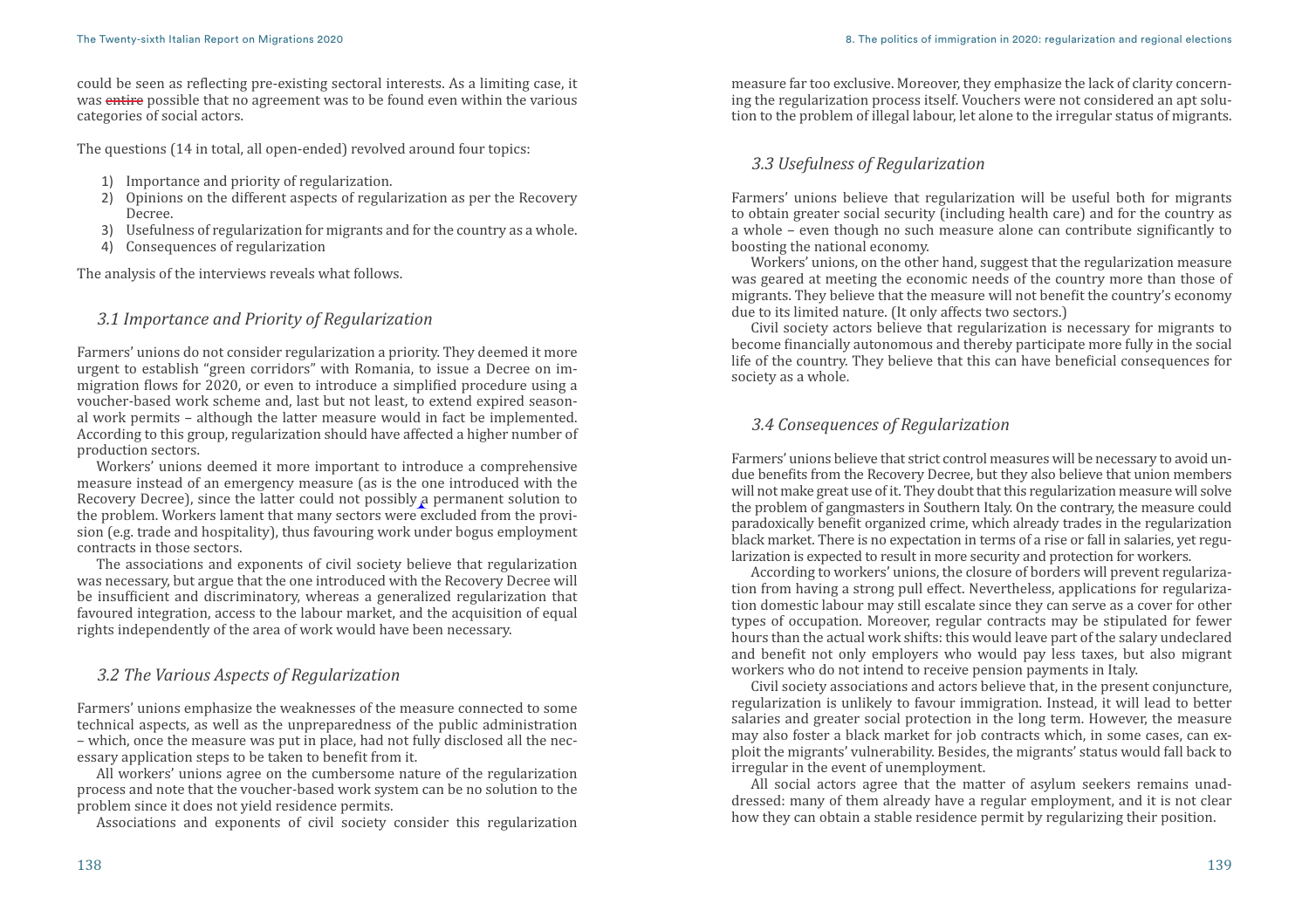could be seen as reflecting pre-existing sectoral interests. As a limiting case, it was entire possible that no agreement was to be found even within the various categories of social actors.

The questions (14 in total, all open-ended) revolved around four topics:

1) Importance and priority of regularization.
2) Opinions on the different aspects of regularization as per the Recovery Decree.
3) Usefulness of regularization for migrants and for the country as a whole.
4) Consequences of regularization

The analysis of the interviews reveals what follows.

### *3.1 Importance and Priority of Regularization*

Farmers' unions do not consider regularization a priority. They deemed it more urgent to establish "green corridors" with Romania, to issue a Decree on immigration flows for 2020, or even to introduce a simplified procedure using a voucher-based work scheme and, last but not least, to extend expired seasonal work permits – although the latter measure would in fact be implemented. According to this group, regularization should have affected a higher number of production sectors.

Workers' unions deemed it more important to introduce a comprehensive measure instead of an emergency measure (as is the one introduced with the Recovery Decree), since the latter could not possibly a permanent solution to the problem. Workers lament that many sectors were excluded from the provision (e.g. trade and hospitality), thus favouring work under bogus employment contracts in those sectors.

The associations and exponents of civil society believe that regularization was necessary, but argue that the one introduced with the Recovery Decree will be insufficient and discriminatory, whereas a generalized regularization that favoured integration, access to the labour market, and the acquisition of equal rights independently of the area of work would have been necessary.

### *3.2 The Various Aspects of Regularization*

Farmers' unions emphasize the weaknesses of the measure connected to some technical aspects, as well as the unpreparedness of the public administration – which, once the measure was put in place, had not fully disclosed all the necessary application steps to be taken to benefit from it.

All workers' unions agree on the cumbersome nature of the regularization process and note that the voucher-based work system can be no solution to the problem since it does not yield residence permits.

Associations and exponents of civil society consider this regularization measure far too exclusive. Moreover, they emphasize the lack of clarity concerning the regularization process itself. Vouchers were not considered an apt solution to the problem of illegal labour, let alone to the irregular status of migrants.

### *3.3 Usefulness of Regularization*

Farmers' unions believe that regularization will be useful both for migrants to obtain greater social security (including health care) and for the country as a whole – even though no such measure alone can contribute significantly to boosting the national economy.

Workers' unions, on the other hand, suggest that the regularization measure was geared at meeting the economic needs of the country more than those of migrants. They believe that the measure will not benefit the country's economy due to its limited nature. (It only affects two sectors.)

Civil society actors believe that regularization is necessary for migrants to become financially autonomous and thereby participate more fully in the social life of the country. They believe that this can have beneficial consequences for society as a whole.

### *3.4 Consequences of Regularization*

Farmers' unions believe that strict control measures will be necessary to avoid undue benefits from the Recovery Decree, but they also believe that union members will not make great use of it. They doubt that this regularization measure will solve the problem of gangmasters in Southern Italy. On the contrary, the measure could paradoxically benefit organized crime, which already trades in the regularization black market. There is no expectation in terms of a rise or fall in salaries, yet regularization is expected to result in more security and protection for workers.

According to workers' unions, the closure of borders will prevent regularization from having a strong pull effect. Nevertheless, applications for regularization domestic labour may still escalate since they can serve as a cover for other types of occupation. Moreover, regular contracts may be stipulated for fewer hours than the actual work shifts: this would leave part of the salary undeclared and benefit not only employers who would pay less taxes, but also migrant workers who do not intend to receive pension payments in Italy.

Civil society associations and actors believe that, in the present conjuncture, regularization is unlikely to favour immigration. Instead, it will lead to better salaries and greater social protection in the long term. However, the measure may also foster a black market for job contracts which, in some cases, can exploit the migrants' vulnerability. Besides, the migrants' status would fall back to irregular in the event of unemployment.

All social actors agree that the matter of asylum seekers remains unaddressed: many of them already have a regular employment, and it is not clear how they can obtain a stable residence permit by regularizing their position.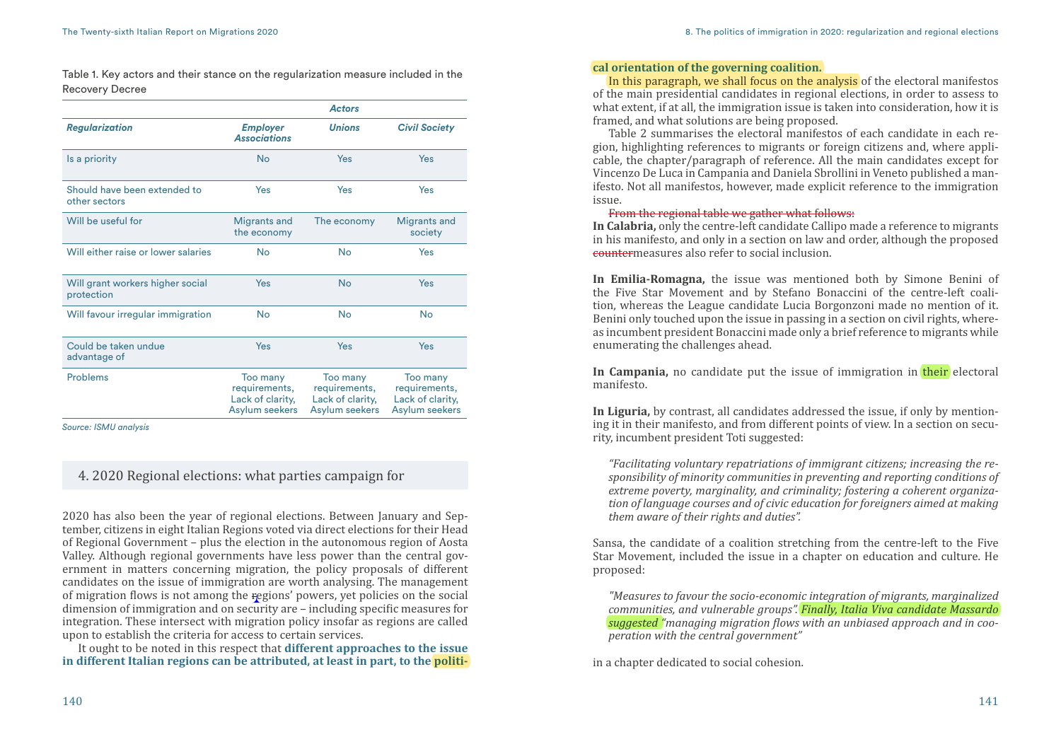Table 1. Key actors and their stance on the regularization measure included in the Recovery Decree

| | Actors | | |
|---|---|---|---|
| *Regularization* | *Employer Associations* | *Unions* | *Civil Society* |
| Is a priority | No | Yes | Yes |
| Should have been extended to other sectors | Yes | Yes | Yes |
| Will be useful for | Migrants and the economy | The economy | Migrants and society |
| Will either raise or lower salaries | No | No | Yes |
| Will grant workers higher social protection | Yes | No | Yes |
| Will favour irregular immigration | No | No | No |
| Could be taken undue advantage of | Yes | Yes | Yes |
| Problems | Too many requirements, Lack of clarity, Asylum seekers | Too many requirements, Lack of clarity, Asylum seekers | Too many requirements, Lack of clarity, Asylum seekers |

*Source: ISMU analysis*

## 4. 2020 Regional elections: what parties campaign for

2020 has also been the year of regional elections. Between January and September, citizens in eight Italian Regions voted via direct elections for their Head of Regional Government – plus the election in the autonomous region of Aosta Valley. Although regional governments have less power than the central government in matters concerning migration, the policy proposals of different candidates on the issue of immigration are worth analysing. The management of migration flows is not among the regions' powers, yet policies on the social dimension of immigration and on security are – including specific measures for integration. These intersect with migration policy insofar as regions are called upon to establish the criteria for access to certain services.

It ought to be noted in this respect that **different approaches to the issue in different Italian regions can be attributed, at least in part, to the political orientation of the governing coalition.** In this paragraph, we shall focus on the analysis of the electoral manifestos of the main presidential candidates in regional elections, in order to assess to what extent, if at all, the immigration issue is taken into consideration, how it is framed, and what solutions are being proposed.

Table 2 summarises the electoral manifestos of each candidate in each region, highlighting references to migrants or foreign citizens and, where applicable, the chapter/paragraph of reference. All the main candidates except for Vincenzo De Luca in Campania and Daniela Sbrollini in Veneto published a manifesto. Not all manifestos, however, made explicit reference to the immigration issue.

~~From the regional table we gather what follows:~~

**In Calabria,** only the centre-left candidate Callipo made a reference to migrants in his manifesto, and only in a section on law and order, although the proposed ~~counter~~measures also refer to social inclusion.

**In Emilia-Romagna,** the issue was mentioned both by Simone Benini of the Five Star Movement and by Stefano Bonaccini of the centre-left coalition, whereas the League candidate Lucia Borgonzoni made no mention of it. Benini only touched upon the issue in passing in a section on civil rights, whereas incumbent president Bonaccini made only a brief reference to migrants while enumerating the challenges ahead.

**In Campania,** no candidate put the issue of immigration in their electoral manifesto.

**In Liguria,** by contrast, all candidates addressed the issue, if only by mentioning it in their manifesto, and from different points of view. In a section on security, incumbent president Toti suggested:

> *"Facilitating voluntary repatriations of immigrant citizens; increasing the responsibility of minority communities in preventing and reporting conditions of extreme poverty, marginality, and criminality; fostering a coherent organization of language courses and of civic education for foreigners aimed at making them aware of their rights and duties".*

Sansa, the candidate of a coalition stretching from the centre-left to the Five Star Movement, included the issue in a chapter on education and culture. He proposed:

> *"Measures to favour the socio-economic integration of migrants, marginalized communities, and vulnerable groups". Finally, Italia Viva candidate Massardo suggested "managing migration flows with an unbiased approach and in cooperation with the central government"*

in a chapter dedicated to social cohesion.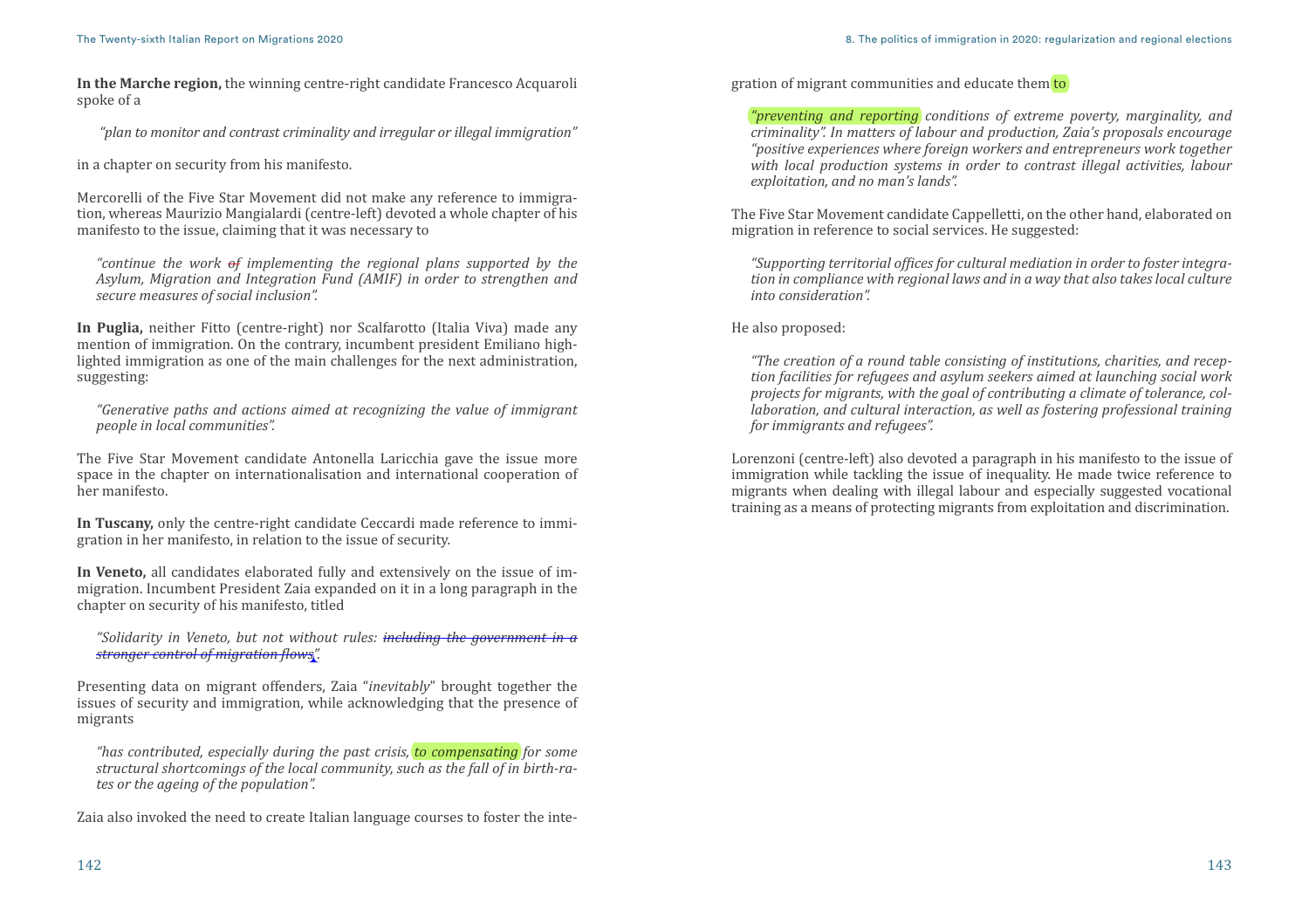**In the Marche region,** the winning centre-right candidate Francesco Acquaroli spoke of a

*"plan to monitor and contrast criminality and irregular or illegal immigration"*

in a chapter on security from his manifesto.

Mercorelli of the Five Star Movement did not make any reference to immigration, whereas Maurizio Mangialardi (centre-left) devoted a whole chapter of his manifesto to the issue, claiming that it was necessary to

*"continue the work of implementing the regional plans supported by the Asylum, Migration and Integration Fund (AMIF) in order to strengthen and secure measures of social inclusion".*

**In Puglia,** neither Fitto (centre-right) nor Scalfarotto (Italia Viva) made any mention of immigration. On the contrary, incumbent president Emiliano highlighted immigration as one of the main challenges for the next administration, suggesting:

*"Generative paths and actions aimed at recognizing the value of immigrant people in local communities".*

The Five Star Movement candidate Antonella Laricchia gave the issue more space in the chapter on internationalisation and international cooperation of her manifesto.

**In Tuscany,** only the centre-right candidate Ceccardi made reference to immigration in her manifesto, in relation to the issue of security.

**In Veneto,** all candidates elaborated fully and extensively on the issue of immigration. Incumbent President Zaia expanded on it in a long paragraph in the chapter on security of his manifesto, titled

*"Solidarity in Veneto, but not without rules: including the government in a stronger control of migration flows".*

Presenting data on migrant offenders, Zaia "*inevitably*" brought together the issues of security and immigration, while acknowledging that the presence of migrants

*"has contributed, especially during the past crisis, to compensating for some structural shortcomings of the local community, such as the fall of in birth-rates or the ageing of the population".*

Zaia also invoked the need to create Italian language courses to foster the integration of migrant communities and educate them to

*"preventing and reporting conditions of extreme poverty, marginality, and criminality". In matters of labour and production, Zaia's proposals encourage "positive experiences where foreign workers and entrepreneurs work together with local production systems in order to contrast illegal activities, labour exploitation, and no man's lands".*

The Five Star Movement candidate Cappelletti, on the other hand, elaborated on migration in reference to social services. He suggested:

*"Supporting territorial offices for cultural mediation in order to foster integration in compliance with regional laws and in a way that also takes local culture into consideration".*

He also proposed:

*"The creation of a round table consisting of institutions, charities, and reception facilities for refugees and asylum seekers aimed at launching social work projects for migrants, with the goal of contributing a climate of tolerance, collaboration, and cultural interaction, as well as fostering professional training for immigrants and refugees".*

Lorenzoni (centre-left) also devoted a paragraph in his manifesto to the issue of immigration while tackling the issue of inequality. He made twice reference to migrants when dealing with illegal labour and especially suggested vocational training as a means of protecting migrants from exploitation and discrimination.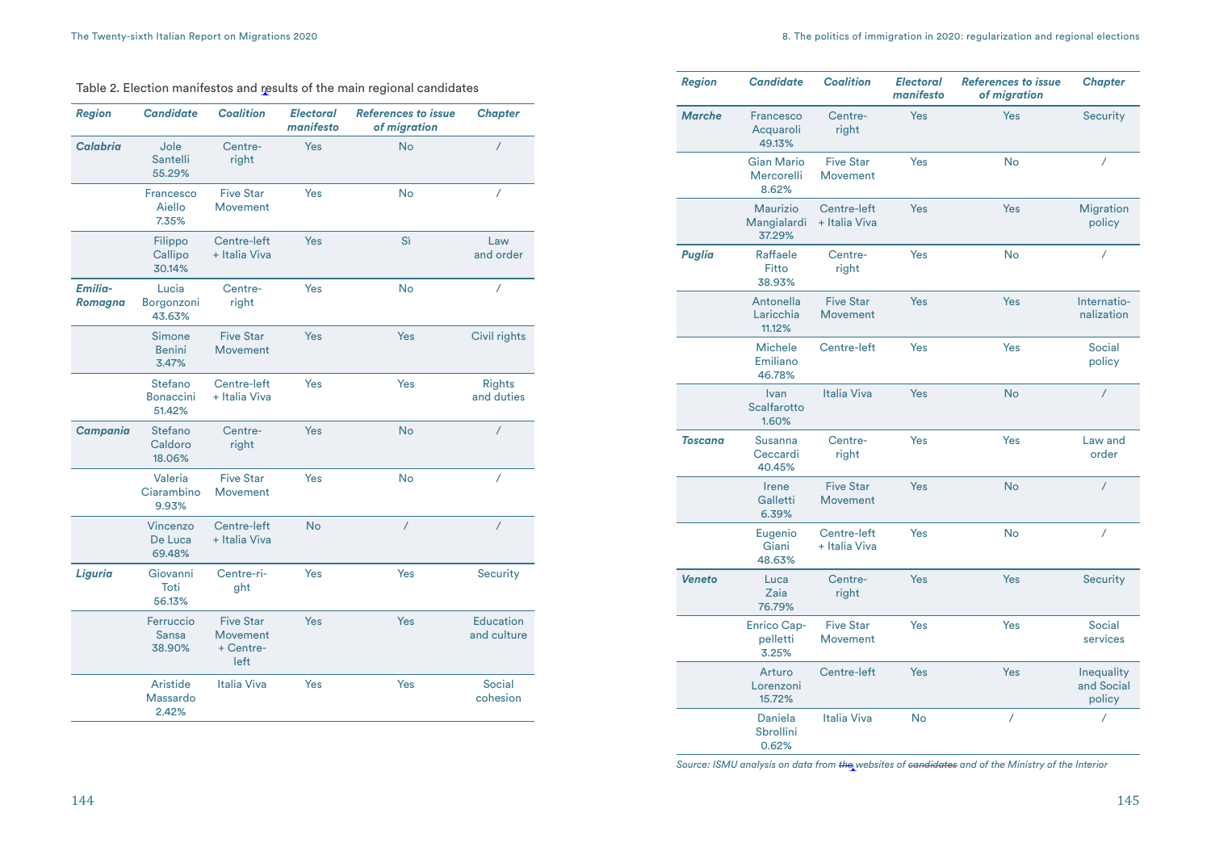Table 2. Election manifestos and results of the main regional candidates

| Region | Candidate | Coalition | Electoral manifesto | References to issue of migration | Chapter |
|---|---|---|---|---|---|
| **Calabria** | Jole Santelli 55.29% | Centre-right | Yes | No | / |
| | Francesco Aiello 7.35% | Five Star Movement | Yes | No | / |
| | Filippo Callipo 30.14% | Centre-left + Italia Viva | Yes | Sì | Law and order |
| **Emilia-Romagna** | Lucia Borgonzoni 43.63% | Centre-right | Yes | No | / |
| | Simone Benini 3.47% | Five Star Movement | Yes | Yes | Civil rights |
| | Stefano Bonaccini 51.42% | Centre-left + Italia Viva | Yes | Yes | Rights and duties |
| **Campania** | Stefano Caldoro 18.06% | Centre-right | Yes | No | / |
| | Valeria Ciarambino 9.93% | Five Star Movement | Yes | No | / |
| | Vincenzo De Luca 69.48% | Centre-left + Italia Viva | No | / | / |
| **Liguria** | Giovanni Toti 56.13% | Centre-right | Yes | Yes | Security |
| | Ferruccio Sansa 38.90% | Five Star Movement + Centre-left | Yes | Yes | Education and culture |
| | Aristide Massardo 2.42% | Italia Viva | Yes | Yes | Social cohesion |
| **Marche** | Francesco Acquaroli 49.13% | Centre-right | Yes | Yes | Security |
| | Gian Mario Mercorelli 8.62% | Five Star Movement | Yes | No | / |
| | Maurizio Mangialardi 37.29% | Centre-left + Italia Viva | Yes | Yes | Migration policy |
| **Puglia** | Raffaele Fitto 38.93% | Centre-right | Yes | No | / |
| | Antonella Laricchia 11.12% | Five Star Movement | Yes | Yes | Internationalization |
| | Michele Emiliano 46.78% | Centre-left | Yes | Yes | Social policy |
| | Ivan Scalfarotto 1.60% | Italia Viva | Yes | No | / |
| **Toscana** | Susanna Ceccardi 40.45% | Centre-right | Yes | Yes | Law and order |
| | Irene Galletti 6.39% | Five Star Movement | Yes | No | / |
| | Eugenio Giani 48.63% | Centre-left + Italia Viva | Yes | No | / |
| **Veneto** | Luca Zaia 76.79% | Centre-right | Yes | Yes | Security |
| | Enrico Cappelletti 3.25% | Five Star Movement | Yes | Yes | Social services |
| | Arturo Lorenzoni 15.72% | Centre-left | Yes | Yes | Inequality and Social policy |
| | Daniela Sbrollini 0.62% | Italia Viva | No | / | / |

*Source: ISMU analysis on data from the websites of candidates and of the Ministry of the Interior*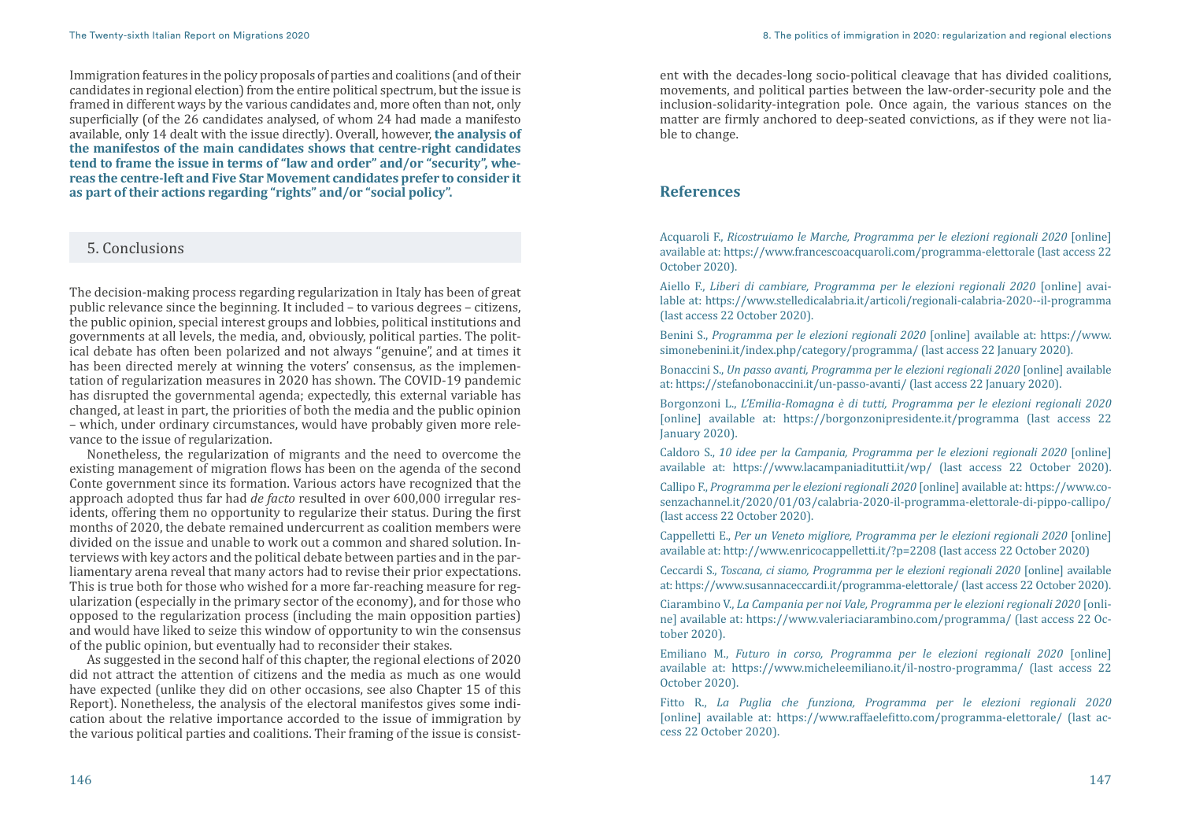Immigration features in the policy proposals of parties and coalitions (and of their candidates in regional election) from the entire political spectrum, but the issue is framed in different ways by the various candidates and, more often than not, only superficially (of the 26 candidates analysed, of whom 24 had made a manifesto available, only 14 dealt with the issue directly). Overall, however, **the analysis of the manifestos of the main candidates shows that centre-right candidates tend to frame the issue in terms of "law and order" and/or "security", whereas the centre-left and Five Star Movement candidates prefer to consider it as part of their actions regarding "rights" and/or "social policy".**

## 5. Conclusions

The decision-making process regarding regularization in Italy has been of great public relevance since the beginning. It included – to various degrees – citizens, the public opinion, special interest groups and lobbies, political institutions and governments at all levels, the media, and, obviously, political parties. The political debate has often been polarized and not always "genuine", and at times it has been directed merely at winning the voters' consensus, as the implementation of regularization measures in 2020 has shown. The COVID-19 pandemic has disrupted the governmental agenda; expectedly, this external variable has changed, at least in part, the priorities of both the media and the public opinion – which, under ordinary circumstances, would have probably given more relevance to the issue of regularization.

Nonetheless, the regularization of migrants and the need to overcome the existing management of migration flows has been on the agenda of the second Conte government since its formation. Various actors have recognized that the approach adopted thus far had *de facto* resulted in over 600,000 irregular residents, offering them no opportunity to regularize their status. During the first months of 2020, the debate remained undercurrent as coalition members were divided on the issue and unable to work out a common and shared solution. Interviews with key actors and the political debate between parties and in the parliamentary arena reveal that many actors had to revise their prior expectations. This is true both for those who wished for a more far-reaching measure for regularization (especially in the primary sector of the economy), and for those who opposed to the regularization process (including the main opposition parties) and would have liked to seize this window of opportunity to win the consensus of the public opinion, but eventually had to reconsider their stakes.

As suggested in the second half of this chapter, the regional elections of 2020 did not attract the attention of citizens and the media as much as one would have expected (unlike they did on other occasions, see also Chapter 15 of this Report). Nonetheless, the analysis of the electoral manifestos gives some indication about the relative importance accorded to the issue of immigration by the various political parties and coalitions. Their framing of the issue is consistent with the decades-long socio-political cleavage that has divided coalitions, movements, and political parties between the law-order-security pole and the inclusion-solidarity-integration pole. Once again, the various stances on the matter are firmly anchored to deep-seated convictions, as if they were not liable to change.

## References

Acquaroli F., *Ricostruiamo le Marche, Programma per le elezioni regionali 2020* [online] available at: https://www.francescoacquaroli.com/programma-elettorale (last access 22 October 2020).

Aiello F., *Liberi di cambiare, Programma per le elezioni regionali 2020* [online] available at: https://www.stelledicalabria.it/articoli/regionali-calabria-2020--il-programma (last access 22 October 2020).

Benini S., *Programma per le elezioni regionali 2020* [online] available at: https://www.simonebenini.it/index.php/category/programma/ (last access 22 January 2020).

Bonaccini S., *Un passo avanti, Programma per le elezioni regionali 2020* [online] available at: https://stefanobonaccini.it/un-passo-avanti/ (last access 22 January 2020).

Borgonzoni L., *L'Emilia-Romagna è di tutti, Programma per le elezioni regionali 2020* [online] available at: https://borgonzonipresidente.it/programma (last access 22 January 2020).

Caldoro S., *10 idee per la Campania, Programma per le elezioni regionali 2020* [online] available at: https://www.lacampaniaditutti.it/wp/ (last access 22 October 2020).

Callipo F., *Programma per le elezioni regionali 2020* [online] available at: https://www.cosenzachannel.it/2020/01/03/calabria-2020-il-programma-elettorale-di-pippo-callipo/ (last access 22 October 2020).

Cappelletti E., *Per un Veneto migliore, Programma per le elezioni regionali 2020* [online] available at: http://www.enricocappelletti.it/?p=2208 (last access 22 October 2020)

Ceccardi S., *Toscana, ci siamo, Programma per le elezioni regionali 2020* [online] available at: https://www.susannaceccardi.it/programma-elettorale/ (last access 22 October 2020).

Ciarambino V., *La Campania per noi Vale, Programma per le elezioni regionali 2020* [online] available at: https://www.valeriaciarambino.com/programma/ (last access 22 October 2020).

Emiliano M., *Futuro in corso, Programma per le elezioni regionali 2020* [online] available at: https://www.micheleemiliano.it/il-nostro-programma/ (last access 22 October 2020).

Fitto R., *La Puglia che funziona, Programma per le elezioni regionali 2020* [online] available at: https://www.raffaelefitto.com/programma-elettorale/ (last access 22 October 2020).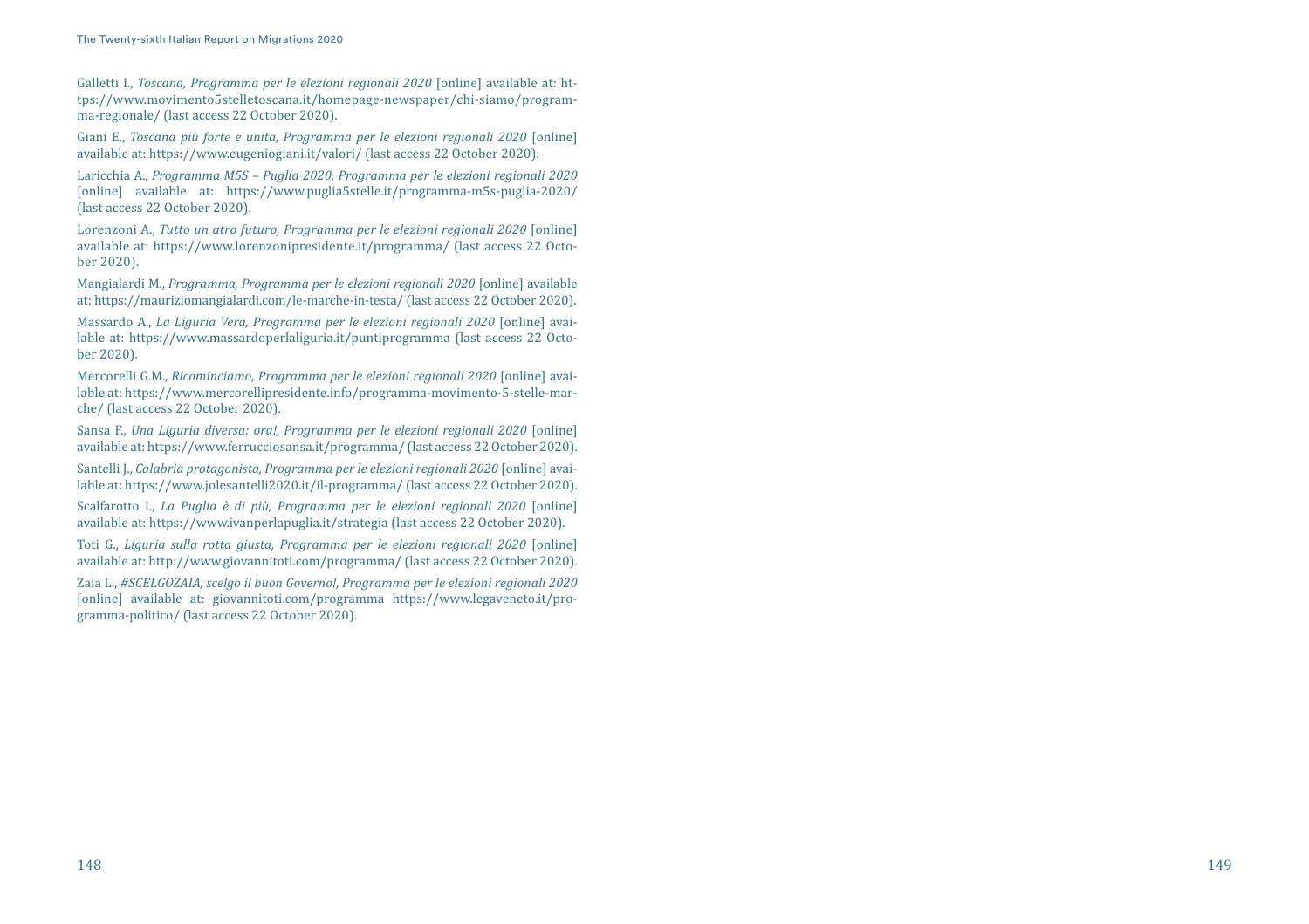Galletti I., *Toscana, Programma per le elezioni regionali 2020* [online] available at: https://www.movimento5stelletoscana.it/homepage-newspaper/chi-siamo/programma-regionale/ (last access 22 October 2020).

Giani E., *Toscana più forte e unita, Programma per le elezioni regionali 2020* [online] available at: https://www.eugeniogiani.it/valori/ (last access 22 October 2020).

Laricchia A., *Programma M5S – Puglia 2020, Programma per le elezioni regionali 2020* [online] available at: https://www.puglia5stelle.it/programma-m5s-puglia-2020/ (last access 22 October 2020).

Lorenzoni A., *Tutto un atro futuro, Programma per le elezioni regionali 2020* [online] available at: https://www.lorenzonipresidente.it/programma/ (last access 22 October 2020).

Mangialardi M., *Programma, Programma per le elezioni regionali 2020* [online] available at: https://mauriziomangialardi.com/le-marche-in-testa/ (last access 22 October 2020).

Massardo A., *La Liguria Vera, Programma per le elezioni regionali 2020* [online] available at: https://www.massardoperlaliguria.it/puntiprogramma (last access 22 October 2020).

Mercorelli G.M., *Ricominciamo, Programma per le elezioni regionali 2020* [online] available at: https://www.mercorellipresidente.info/programma-movimento-5-stelle-marche/ (last access 22 October 2020).

Sansa F., *Una Liguria diversa: ora!, Programma per le elezioni regionali 2020* [online] available at: https://www.ferrucciosansa.it/programma/ (last access 22 October 2020).

Santelli J., *Calabria protagonista, Programma per le elezioni regionali 2020* [online] available at: https://www.jolesantelli2020.it/il-programma/ (last access 22 October 2020).

Scalfarotto I., *La Puglia è di più, Programma per le elezioni regionali 2020* [online] available at: https://www.ivanperlapuglia.it/strategia (last access 22 October 2020).

Toti G., *Liguria sulla rotta giusta, Programma per le elezioni regionali 2020* [online] available at: http://www.giovannitoti.com/programma/ (last access 22 October 2020).

Zaia L., *#SCELGOZAIA, scelgo il buon Governo!, Programma per le elezioni regionali 2020* [online] available at: giovannitoti.com/programma https://www.legaveneto.it/programma-politico/ (last access 22 October 2020).